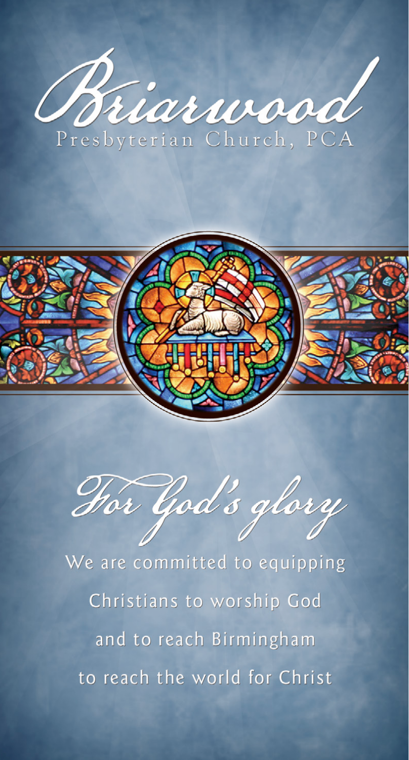# Briarwood

Presbyterian Church, PCA

## *For God's glory*

We are committed to equipping

Christians to worship God

and to reach Birmingham

to reach the world for Christ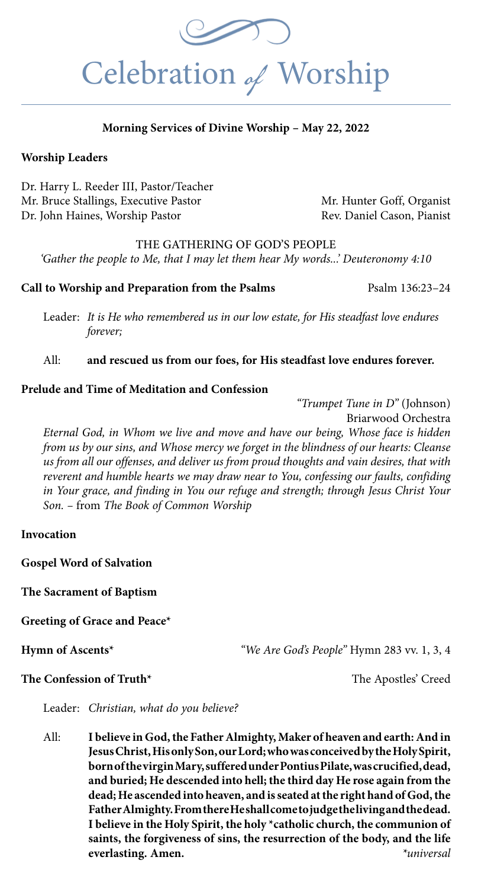# Celebration *of* Worship

**Morning Services of Divine Worship – May 22, 2022**

**Worship Leaders**

Dr. Harry L. Reeder III, Pastor/Teacher
Mr. Bruce Stallings, Executive Pastor
Dr. John Haines, Worship Pastor
Mr. Hunter Goff, Organist
Rev. Daniel Cason, Pianist

THE GATHERING OF GOD'S PEOPLE

*'Gather the people to Me, that I may let them hear My words...' Deuteronomy 4:10*

**Call to Worship and Preparation from the Psalms** Psalm 136:23–24

Leader: *It is He who remembered us in our low estate, for His steadfast love endures forever;*

All: **and rescued us from our foes, for His steadfast love endures forever.**

**Prelude and Time of Meditation and Confession**

*"Trumpet Tune in D"* (Johnson)
Briarwood Orchestra

*Eternal God, in Whom we live and move and have our being, Whose face is hidden from us by our sins, and Whose mercy we forget in the blindness of our hearts: Cleanse us from all our offenses, and deliver us from proud thoughts and vain desires, that with reverent and humble hearts we may draw near to You, confessing our faults, confiding in Your grace, and finding in You our refuge and strength; through Jesus Christ Your Son.* – from *The Book of Common Worship*

**Invocation**

**Gospel Word of Salvation**

**The Sacrament of Baptism**

**Greeting of Grace and Peace***

**Hymn of Ascents*** *"We Are God's People"* Hymn 283 vv. 1, 3, 4

**The Confession of Truth*** The Apostles' Creed

Leader: *Christian, what do you believe?*

All: **I believe in God, the Father Almighty, Maker of heaven and earth: And in Jesus Christ, His only Son, our Lord; who was conceived by the Holy Spirit, born of the virgin Mary, suffered under Pontius Pilate, was crucified, dead, and buried; He descended into hell; the third day He rose again from the dead; He ascended into heaven, and is seated at the right hand of God, the Father Almighty. From there He shall come to judge the living and the dead. I believe in the Holy Spirit, the holy *catholic church, the communion of saints, the forgiveness of sins, the resurrection of the body, and the life everlasting. Amen.** *\*universal*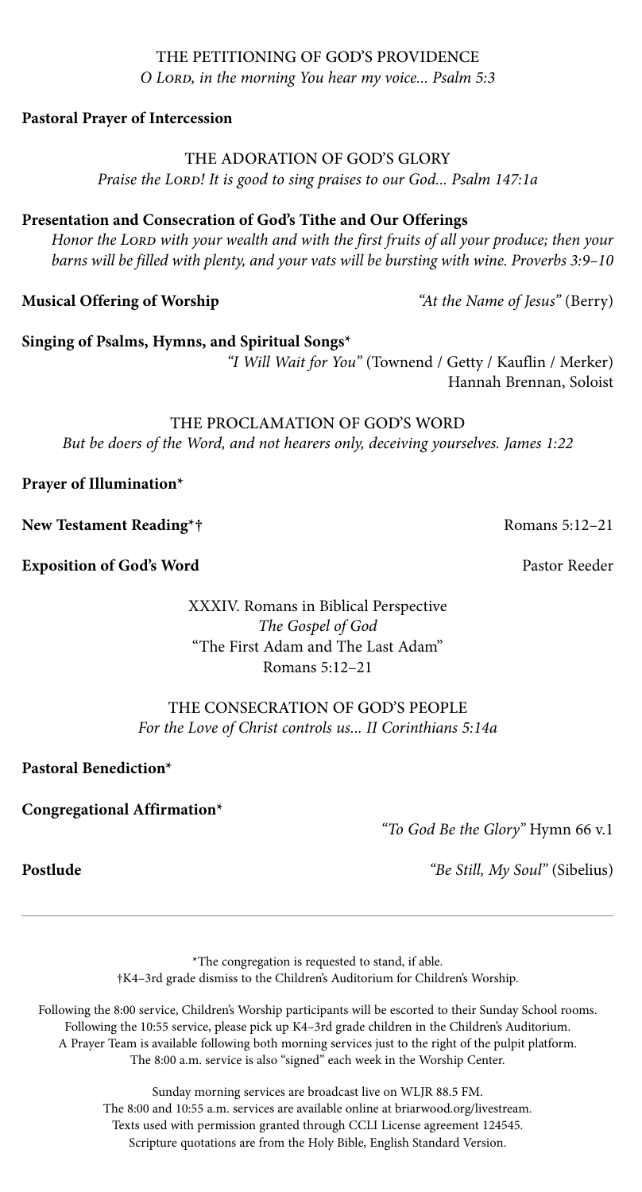THE PETITIONING OF GOD'S PROVIDENCE

*O Lord, in the morning You hear my voice... Psalm 5:3*

**Pastoral Prayer of Intercession**

THE ADORATION OF GOD'S GLORY

*Praise the Lord! It is good to sing praises to our God... Psalm 147:1a*

**Presentation and Consecration of God's Tithe and Our Offerings**

*Honor the Lord with your wealth and with the first fruits of all your produce; then your barns will be filled with plenty, and your vats will be bursting with wine. Proverbs 3:9–10*

**Musical Offering of Worship** *"At the Name of Jesus"* (Berry)

**Singing of Psalms, Hymns, and Spiritual Songs***

*"I Will Wait for You"* (Townend / Getty / Kauflin / Merker)
Hannah Brennan, Soloist

THE PROCLAMATION OF GOD'S WORD

*But be doers of the Word, and not hearers only, deceiving yourselves. James 1:22*

**Prayer of Illumination***

**New Testament Reading*†** Romans 5:12–21

**Exposition of God's Word** Pastor Reeder

XXXIV. Romans in Biblical Perspective
*The Gospel of God*
"The First Adam and The Last Adam"
Romans 5:12–21

THE CONSECRATION OF GOD'S PEOPLE

*For the Love of Christ controls us... II Corinthians 5:14a*

**Pastoral Benediction***

**Congregational Affirmation***

*"To God Be the Glory"* Hymn 66 v.1

**Postlude** *"Be Still, My Soul"* (Sibelius)

---

*The congregation is requested to stand, if able.
†K4–3rd grade dismiss to the Children's Auditorium for Children's Worship.

Following the 8:00 service, Children's Worship participants will be escorted to their Sunday School rooms.
Following the 10:55 service, please pick up K4–3rd grade children in the Children's Auditorium.
A Prayer Team is available following both morning services just to the right of the pulpit platform.
The 8:00 a.m. service is also "signed" each week in the Worship Center.

Sunday morning services are broadcast live on WLJR 88.5 FM.
The 8:00 and 10:55 a.m. services are available online at briarwood.org/livestream.
Texts used with permission granted through CCLI License agreement 124545.
Scripture quotations are from the Holy Bible, English Standard Version.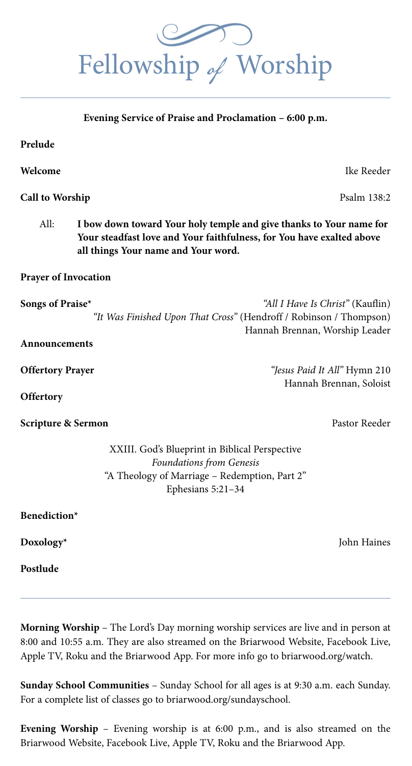# Fellowship *of* Worship

---

**Evening Service of Praise and Proclamation – 6:00 p.m.**

**Prelude**

**Welcome** — Ike Reeder

**Call to Worship** — Psalm 138:2

All: **I bow down toward Your holy temple and give thanks to Your name for Your steadfast love and Your faithfulness, for You have exalted above all things Your name and Your word.**

**Prayer of Invocation**

**Songs of Praise*** — *"All I Have Is Christ"* (Kauflin)
*"It Was Finished Upon That Cross"* (Hendroff / Robinson / Thompson)
Hannah Brennan, Worship Leader

**Announcements**

**Offertory Prayer** — *"Jesus Paid It All"* Hymn 210
Hannah Brennan, Soloist

**Offertory**

**Scripture & Sermon** — Pastor Reeder

XXIII. God's Blueprint in Biblical Perspective
*Foundations from Genesis*
"A Theology of Marriage – Redemption, Part 2"
Ephesians 5:21–34

**Benediction***

**Doxology*** — John Haines

**Postlude**

---

**Morning Worship** – The Lord's Day morning worship services are live and in person at 8:00 and 10:55 a.m. They are also streamed on the Briarwood Website, Facebook Live, Apple TV, Roku and the Briarwood App. For more info go to briarwood.org/watch.

**Sunday School Communities** – Sunday School for all ages is at 9:30 a.m. each Sunday. For a complete list of classes go to briarwood.org/sundayschool.

**Evening Worship** – Evening worship is at 6:00 p.m., and is also streamed on the Briarwood Website, Facebook Live, Apple TV, Roku and the Briarwood App.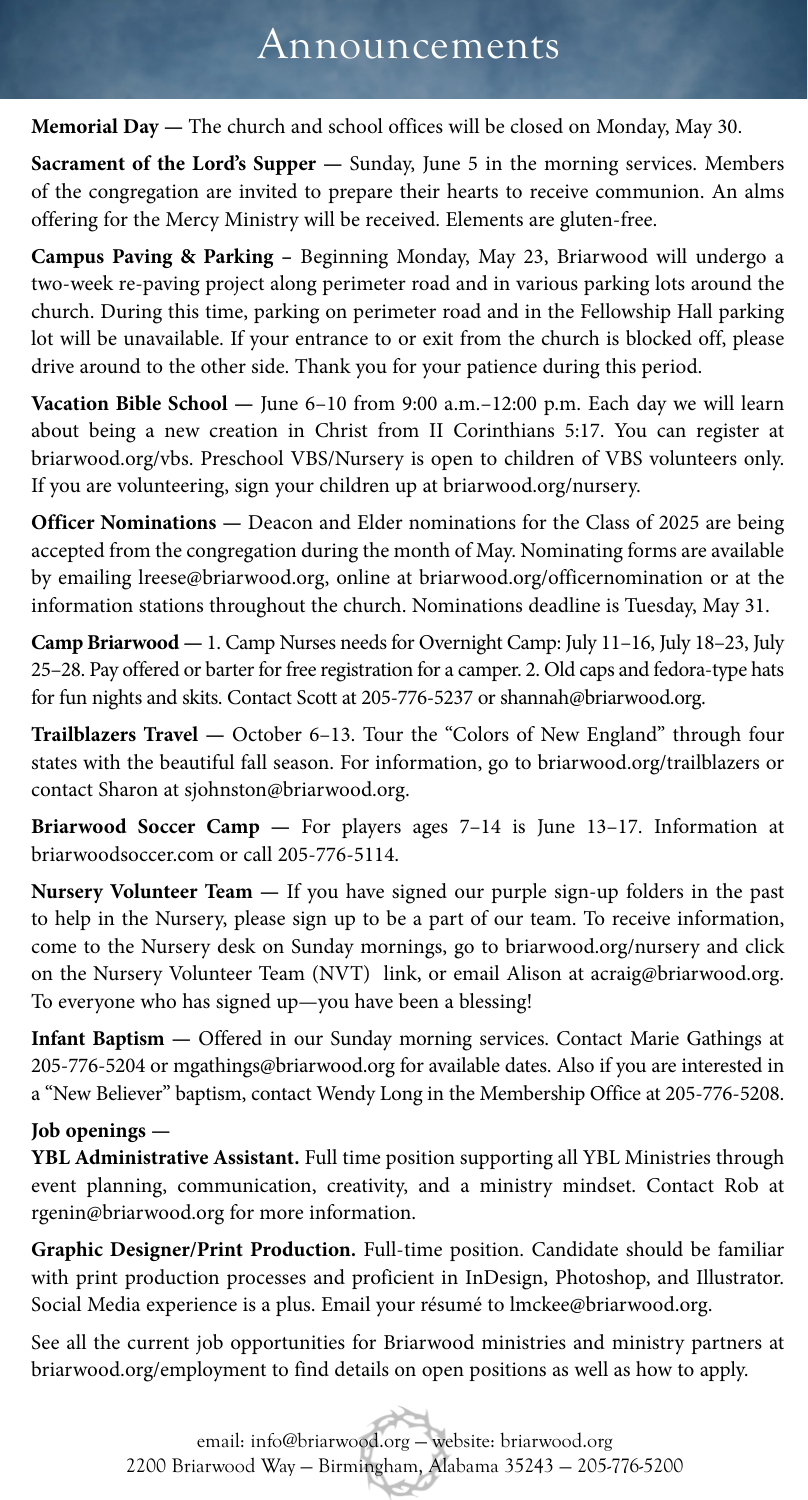# Announcements

**Memorial Day —** The church and school offices will be closed on Monday, May 30.

**Sacrament of the Lord's Supper —** Sunday, June 5 in the morning services. Members of the congregation are invited to prepare their hearts to receive communion. An alms offering for the Mercy Ministry will be received. Elements are gluten-free.

**Campus Paving & Parking –** Beginning Monday, May 23, Briarwood will undergo a two-week re-paving project along perimeter road and in various parking lots around the church. During this time, parking on perimeter road and in the Fellowship Hall parking lot will be unavailable. If your entrance to or exit from the church is blocked off, please drive around to the other side. Thank you for your patience during this period.

**Vacation Bible School —** June 6–10 from 9:00 a.m.–12:00 p.m. Each day we will learn about being a new creation in Christ from II Corinthians 5:17. You can register at briarwood.org/vbs. Preschool VBS/Nursery is open to children of VBS volunteers only. If you are volunteering, sign your children up at briarwood.org/nursery.

**Officer Nominations —** Deacon and Elder nominations for the Class of 2025 are being accepted from the congregation during the month of May. Nominating forms are available by emailing lreese@briarwood.org, online at briarwood.org/officernomination or at the information stations throughout the church. Nominations deadline is Tuesday, May 31.

**Camp Briarwood —** 1. Camp Nurses needs for Overnight Camp: July 11–16, July 18–23, July 25–28. Pay offered or barter for free registration for a camper. 2. Old caps and fedora-type hats for fun nights and skits. Contact Scott at 205-776-5237 or shannah@briarwood.org.

**Trailblazers Travel —** October 6–13. Tour the "Colors of New England" through four states with the beautiful fall season. For information, go to briarwood.org/trailblazers or contact Sharon at sjohnston@briarwood.org.

**Briarwood Soccer Camp —** For players ages 7–14 is June 13–17. Information at briarwoodsoccer.com or call 205-776-5114.

**Nursery Volunteer Team —** If you have signed our purple sign-up folders in the past to help in the Nursery, please sign up to be a part of our team. To receive information, come to the Nursery desk on Sunday mornings, go to briarwood.org/nursery and click on the Nursery Volunteer Team (NVT) link, or email Alison at acraig@briarwood.org. To everyone who has signed up—you have been a blessing!

**Infant Baptism —** Offered in our Sunday morning services. Contact Marie Gathings at 205-776-5204 or mgathings@briarwood.org for available dates. Also if you are interested in a "New Believer" baptism, contact Wendy Long in the Membership Office at 205-776-5208.

**Job openings —**

**YBL Administrative Assistant.** Full time position supporting all YBL Ministries through event planning, communication, creativity, and a ministry mindset. Contact Rob at rgenin@briarwood.org for more information.

**Graphic Designer/Print Production.** Full-time position. Candidate should be familiar with print production processes and proficient in InDesign, Photoshop, and Illustrator. Social Media experience is a plus. Email your résumé to lmckee@briarwood.org.

See all the current job opportunities for Briarwood ministries and ministry partners at briarwood.org/employment to find details on open positions as well as how to apply.

email: info@briarwood.org — website: briarwood.org
2200 Briarwood Way — Birmingham, Alabama 35243 — 205-776-5200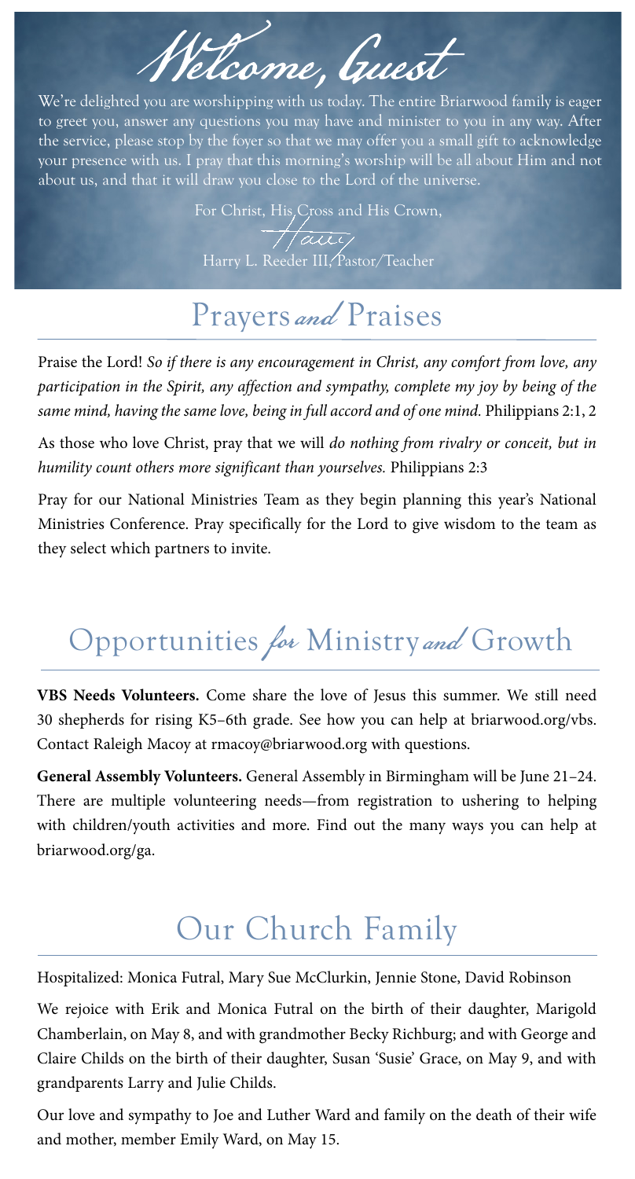# Welcome, Guest

We're delighted you are worshipping with us today. The entire Briarwood family is eager to greet you, answer any questions you may have and minister to you in any way. After the service, please stop by the foyer so that we may offer you a small gift to acknowledge your presence with us. I pray that this morning's worship will be all about Him and not about us, and that it will draw you close to the Lord of the universe.

For Christ, His Cross and His Crown,

Harry

Harry L. Reeder III, Pastor/Teacher

## Prayers *and* Praises

Praise the Lord! *So if there is any encouragement in Christ, any comfort from love, any participation in the Spirit, any affection and sympathy, complete my joy by being of the same mind, having the same love, being in full accord and of one mind.* Philippians 2:1, 2

As those who love Christ, pray that we will *do nothing from rivalry or conceit, but in humility count others more significant than yourselves.* Philippians 2:3

Pray for our National Ministries Team as they begin planning this year's National Ministries Conference. Pray specifically for the Lord to give wisdom to the team as they select which partners to invite.

## Opportunities *for* Ministry *and* Growth

**VBS Needs Volunteers.** Come share the love of Jesus this summer. We still need 30 shepherds for rising K5–6th grade. See how you can help at briarwood.org/vbs. Contact Raleigh Macoy at rmacoy@briarwood.org with questions.

**General Assembly Volunteers.** General Assembly in Birmingham will be June 21–24. There are multiple volunteering needs—from registration to ushering to helping with children/youth activities and more. Find out the many ways you can help at briarwood.org/ga.

## Our Church Family

Hospitalized: Monica Futral, Mary Sue McClurkin, Jennie Stone, David Robinson

We rejoice with Erik and Monica Futral on the birth of their daughter, Marigold Chamberlain, on May 8, and with grandmother Becky Richburg; and with George and Claire Childs on the birth of their daughter, Susan 'Susie' Grace, on May 9, and with grandparents Larry and Julie Childs.

Our love and sympathy to Joe and Luther Ward and family on the death of their wife and mother, member Emily Ward, on May 15.